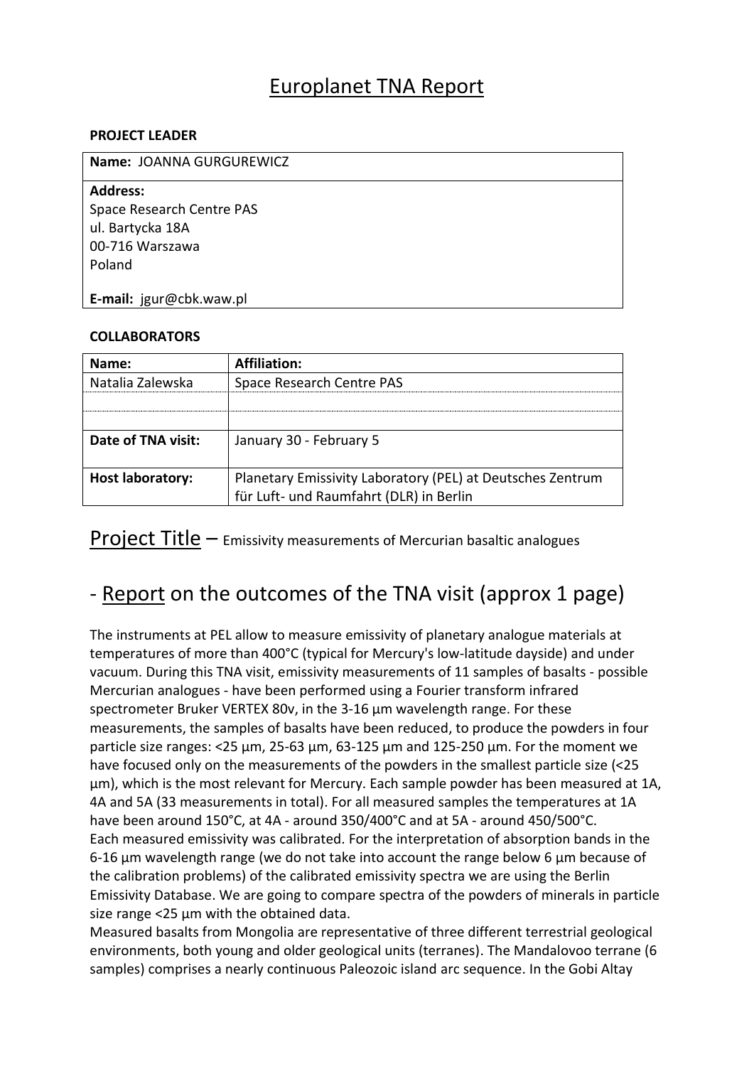# Europlanet TNA Report

**PROJECT LEADER**

| **Name:** JOANNA GURGUREWICZ |
|---|
| **Address:**<br>Space Research Centre PAS<br>ul. Bartycka 18A<br>00-716 Warszawa<br>Poland<br><br>**E-mail:** jgur@cbk.waw.pl |

**COLLABORATORS**

| **Name:** | **Affiliation:** |
|---|---|
| Natalia Zalewska | Space Research Centre PAS |
| | |
| | |
| **Date of TNA visit:** | January 30 - February 5 |
| **Host laboratory:** | Planetary Emissivity Laboratory (PEL) at Deutsches Zentrum für Luft- und Raumfahrt (DLR) in Berlin |

## Project Title – Emissivity measurements of Mercurian basaltic analogues

## - Report on the outcomes of the TNA visit (approx 1 page)

The instruments at PEL allow to measure emissivity of planetary analogue materials at temperatures of more than 400°C (typical for Mercury's low-latitude dayside) and under vacuum. During this TNA visit, emissivity measurements of 11 samples of basalts - possible Mercurian analogues - have been performed using a Fourier transform infrared spectrometer Bruker VERTEX 80v, in the 3-16 µm wavelength range. For these measurements, the samples of basalts have been reduced, to produce the powders in four particle size ranges: <25 µm, 25-63 µm, 63-125 µm and 125-250 µm. For the moment we have focused only on the measurements of the powders in the smallest particle size (<25 µm), which is the most relevant for Mercury. Each sample powder has been measured at 1A, 4A and 5A (33 measurements in total). For all measured samples the temperatures at 1A have been around 150°C, at 4A - around 350/400°C and at 5A - around 450/500°C.
Each measured emissivity was calibrated. For the interpretation of absorption bands in the 6-16 µm wavelength range (we do not take into account the range below 6 µm because of the calibration problems) of the calibrated emissivity spectra we are using the Berlin Emissivity Database. We are going to compare spectra of the powders of minerals in particle size range <25 µm with the obtained data.
Measured basalts from Mongolia are representative of three different terrestrial geological environments, both young and older geological units (terranes). The Mandalovoo terrane (6 samples) comprises a nearly continuous Paleozoic island arc sequence. In the Gobi Altay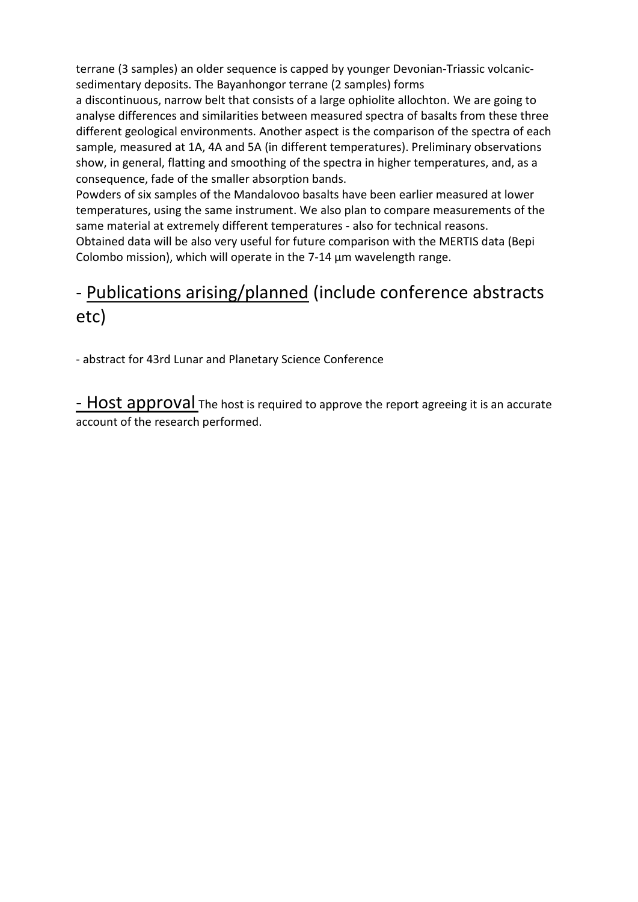terrane (3 samples) an older sequence is capped by younger Devonian-Triassic volcanic-sedimentary deposits. The Bayanhongor terrane (2 samples) forms a discontinuous, narrow belt that consists of a large ophiolite allochton. We are going to analyse differences and similarities between measured spectra of basalts from these three different geological environments. Another aspect is the comparison of the spectra of each sample, measured at 1A, 4A and 5A (in different temperatures). Preliminary observations show, in general, flatting and smoothing of the spectra in higher temperatures, and, as a consequence, fade of the smaller absorption bands.

Powders of six samples of the Mandalovoo basalts have been earlier measured at lower temperatures, using the same instrument. We also plan to compare measurements of the same material at extremely different temperatures - also for technical reasons.

Obtained data will be also very useful for future comparison with the MERTIS data (Bepi Colombo mission), which will operate in the 7-14 µm wavelength range.

## - <u>Publications arising/planned</u> (include conference abstracts etc)

- abstract for 43rd Lunar and Planetary Science Conference

## - <u>Host approval</u> The host is required to approve the report agreeing it is an accurate account of the research performed.